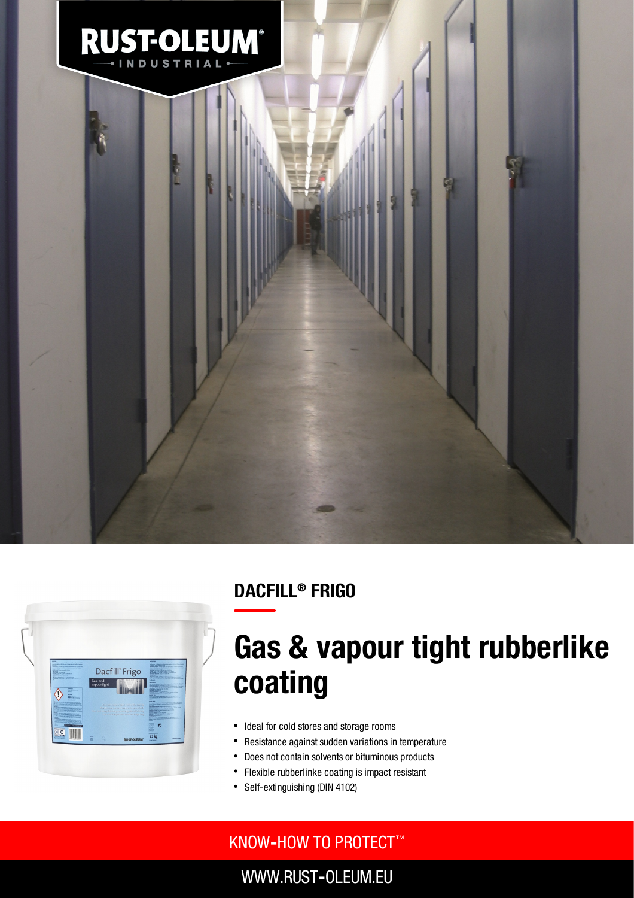RUST-OLEUM® INDUSTRIAL

## DACFILL® FRIGO

# Gas & vapour tight rubberlike coating

- Ideal for cold stores and storage rooms
- Resistance against sudden variations in temperature
- Does not contain solvents or bituminous products
- Flexible rubberlinke coating is impact resistant
- Self-extinguishing (DIN 4102)

KNOW-HOW TO PROTECT™

WWW.RUST-OLEUM.EU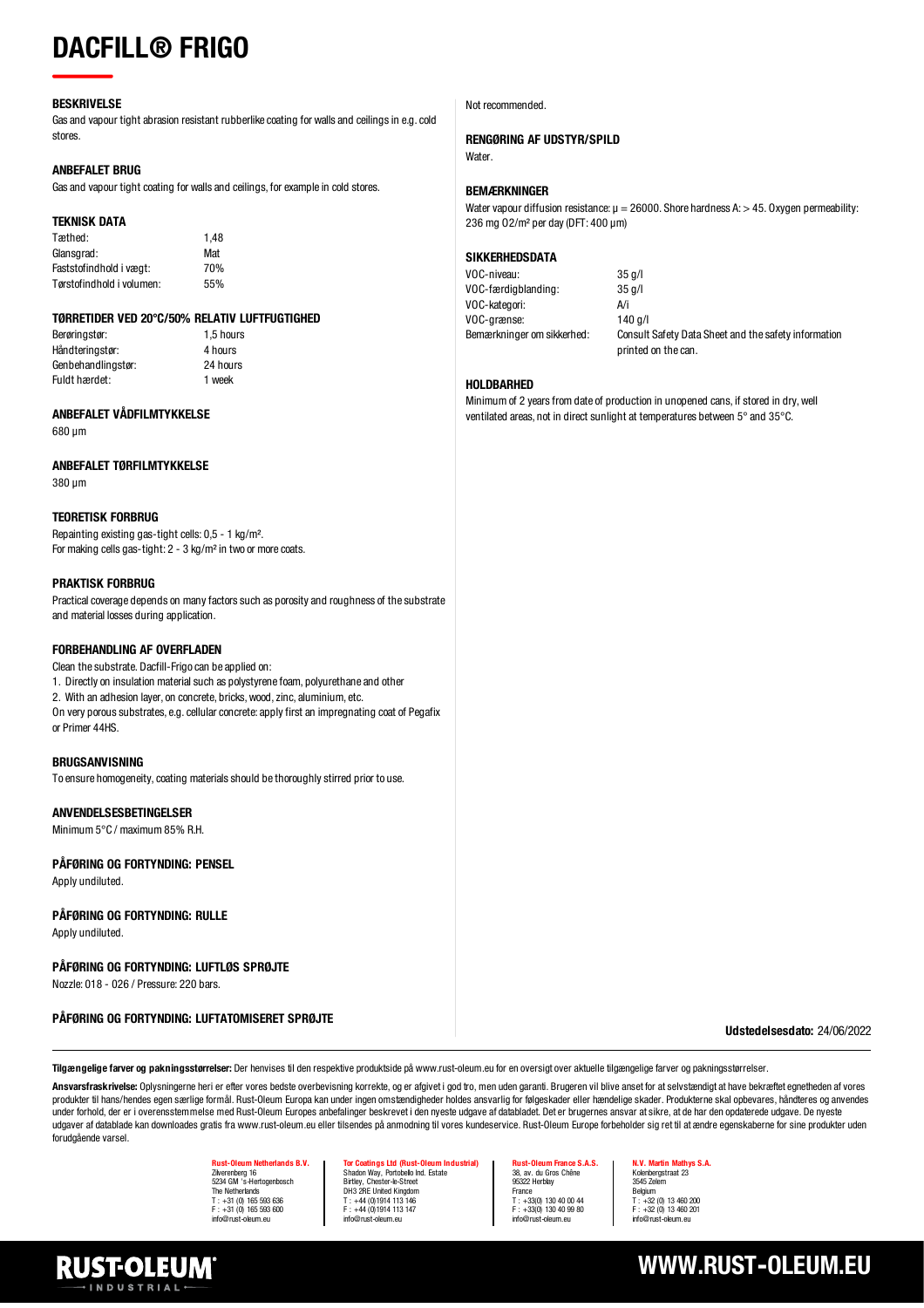# DACFILL® FRIGO

## BESKRIVELSE

Gas and vapour tight abrasion resistant rubberlike coating for walls and ceilings in e.g. cold stores.

## ANBEFALET BRUG

Gas and vapour tight coating for walls and ceilings, for example in cold stores.

## TEKNISK DATA

| | |
|---|---|
| Tæthed: | 1,48 |
| Glansgrad: | Mat |
| Faststofindhold i vægt: | 70% |
| Tørstofindhold i volumen: | 55% |

## TØRRETIDER VED 20°C/50% RELATIV LUFTFUGTIGHED

| | |
|---|---|
| Berøringstør: | 1,5 hours |
| Håndteringstør: | 4 hours |
| Genbehandlingstør: | 24 hours |
| Fuldt hærdet: | 1 week |

## ANBEFALET VÅDFILMTYKKELSE

680 µm

## ANBEFALET TØRFILMTYKKELSE

380 µm

## TEORETISK FORBRUG

Repainting existing gas-tight cells: 0,5 - 1 kg/m².
For making cells gas-tight: 2 - 3 kg/m² in two or more coats.

## PRAKTISK FORBRUG

Practical coverage depends on many factors such as porosity and roughness of the substrate and material losses during application.

## FORBEHANDLING AF OVERFLADEN

Clean the substrate. Dacfill-Frigo can be applied on:

1. Directly on insulation material such as polystyrene foam, polyurethane and other
2. With an adhesion layer, on concrete, bricks, wood, zinc, aluminium, etc.

On very porous substrates, e.g. cellular concrete: apply first an impregnating coat of Pegafix or Primer 44HS.

## BRUGSANVISNING

To ensure homogeneity, coating materials should be thoroughly stirred prior to use.

## ANVENDELSESBETINGELSER

Minimum 5°C / maximum 85% R.H.

## PÅFØRING OG FORTYNDING: PENSEL

Apply undiluted.

## PÅFØRING OG FORTYNDING: RULLE

Apply undiluted.

## PÅFØRING OG FORTYNDING: LUFTLØS SPRØJTE

Nozzle: 018 - 026 / Pressure: 220 bars.

## PÅFØRING OG FORTYNDING: LUFTATOMISERET SPRØJTE

Not recommended.

## RENGØRING AF UDSTYR/SPILD

Water.

## BEMÆRKNINGER

Water vapour diffusion resistance: µ = 26000. Shore hardness A: > 45. Oxygen permeability: 236 mg O2/m² per day (DFT: 400 µm)

## SIKKERHEDSDATA

| | |
|---|---|
| VOC-niveau: | 35 g/l |
| VOC-færdigblanding: | 35 g/l |
| VOC-kategori: | A/i |
| VOC-grænse: | 140 g/l |
| Bemærkninger om sikkerhed: | Consult Safety Data Sheet and the safety information printed on the can. |

## HOLDBARHED

Minimum of 2 years from date of production in unopened cans, if stored in dry, well ventilated areas, not in direct sunlight at temperatures between 5° and 35°C.

**Udstedelsesdato:** 24/06/2022

**Tilgængelige farver og pakningsstørrelser:** Der henvises til den respektive produktside på www.rust-oleum.eu for en oversigt over aktuelle tilgængelige farver og pakningsstørrelser.

**Ansvarsfraskrivelse:** Oplysningerne heri er efter vores bedste overbevisning korrekte, og er afgivet i god tro, men uden garanti. Brugeren vil blive anset for at selvstændigt at have bekræftet egnetheden af vores produkter til hans/hendes egen særlige formål. Rust-Oleum Europa kan under ingen omstændigheder holdes ansvarlig for følgeskader eller hændelige skader. Produkterne skal opbevares, håndteres og anvendes under forhold, der er i overensstemmelse med Rust-Oleum Europes anbefalinger beskrevet i den nyeste udgave af databladet. Det er brugernes ansvar at sikre, at de har den opdaterede udgave. De nyeste udgaver af datablade kan downloades gratis fra www.rust-oleum.eu eller tilsendes på anmodning til vores kundeservice. Rust-Oleum Europe forbeholder sig ret til at ændre egenskaberne for sine produkter uden forudgående varsel.

**Rust-Oleum Netherlands B.V.**
Zilverenberg 16
5234 GM 's-Hertogenbosch
The Netherlands
T : +31 (0) 165 593 636
F : +31 (0) 165 593 600
info@rust-oleum.eu

**Tor Coatings Ltd (Rust-Oleum Industrial)**
Shadon Way, Portobello Ind. Estate
Birtley, Chester-le-Street
DH3 2RE United Kingdom
T : +44 (0)1914 113 146
F : +44 (0)1914 113 147
info@rust-oleum.eu

**Rust-Oleum France S.A.S.**
38, av. du Gros Chêne
95322 Herblay
France
T : +33(0) 130 40 00 44
F : +33(0) 130 40 99 80
info@rust-oleum.eu

**N.V. Martin Mathys S.A.**
Kolenbergstraat 23
3545 Zelem
Belgium
T : +32 (0) 13 460 200
F : +32 (0) 13 460 201
info@rust-oleum.eu

RUST-OLEUM INDUSTRIAL

WWW.RUST-OLEUM.EU